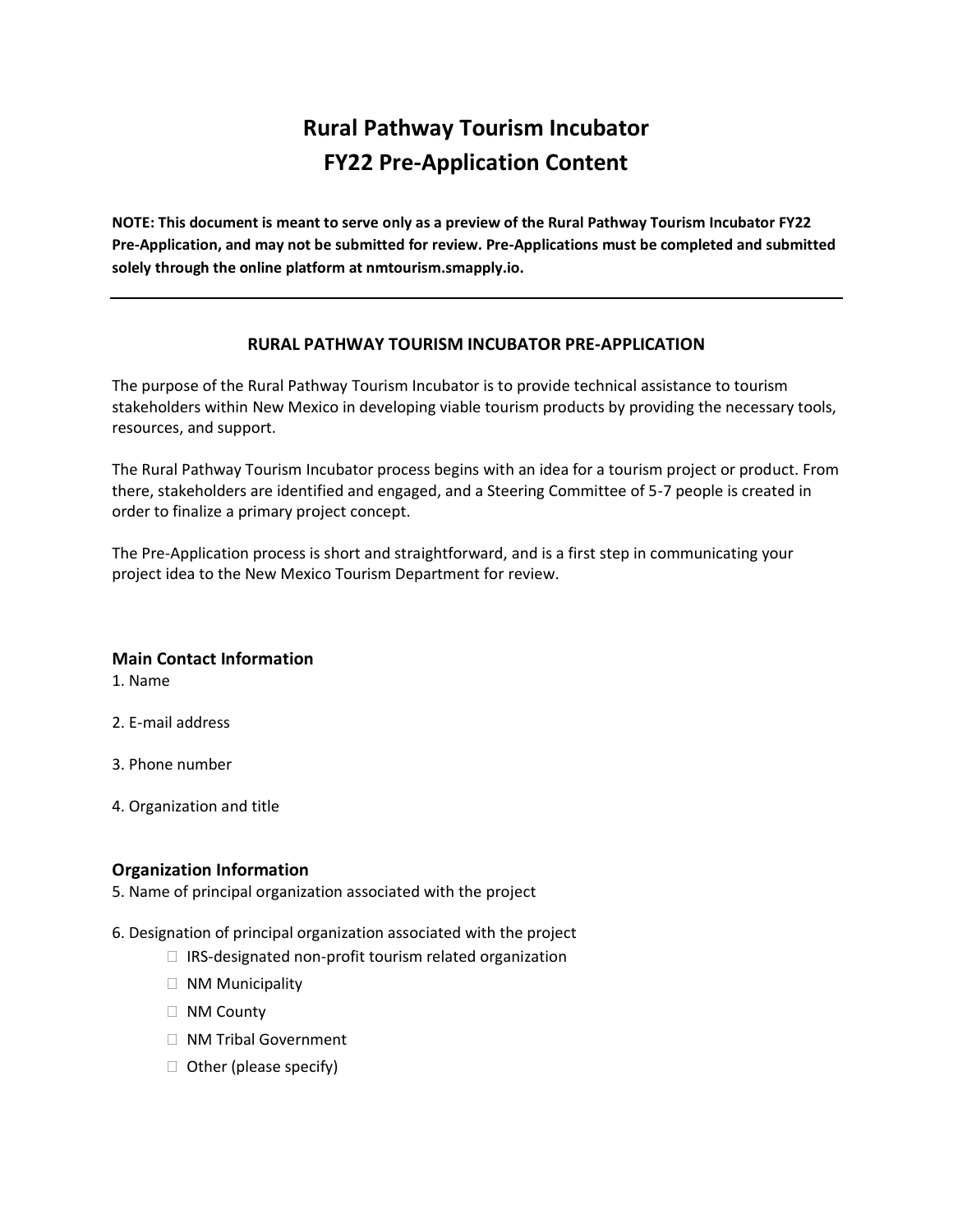# Rural Pathway Tourism Incubator
# FY22 Pre-Application Content

**NOTE: This document is meant to serve only as a preview of the Rural Pathway Tourism Incubator FY22 Pre-Application, and may not be submitted for review. Pre-Applications must be completed and submitted solely through the online platform at nmtourism.smapply.io.**

---

## RURAL PATHWAY TOURISM INCUBATOR PRE-APPLICATION

The purpose of the Rural Pathway Tourism Incubator is to provide technical assistance to tourism stakeholders within New Mexico in developing viable tourism products by providing the necessary tools, resources, and support.

The Rural Pathway Tourism Incubator process begins with an idea for a tourism project or product. From there, stakeholders are identified and engaged, and a Steering Committee of 5-7 people is created in order to finalize a primary project concept.

The Pre-Application process is short and straightforward, and is a first step in communicating your project idea to the New Mexico Tourism Department for review.

### Main Contact Information

1. Name
2. E-mail address
3. Phone number
4. Organization and title

### Organization Information

5. Name of principal organization associated with the project
6. Designation of principal organization associated with the project
   - ☐ IRS-designated non-profit tourism related organization
   - ☐ NM Municipality
   - ☐ NM County
   - ☐ NM Tribal Government
   - ☐ Other (please specify)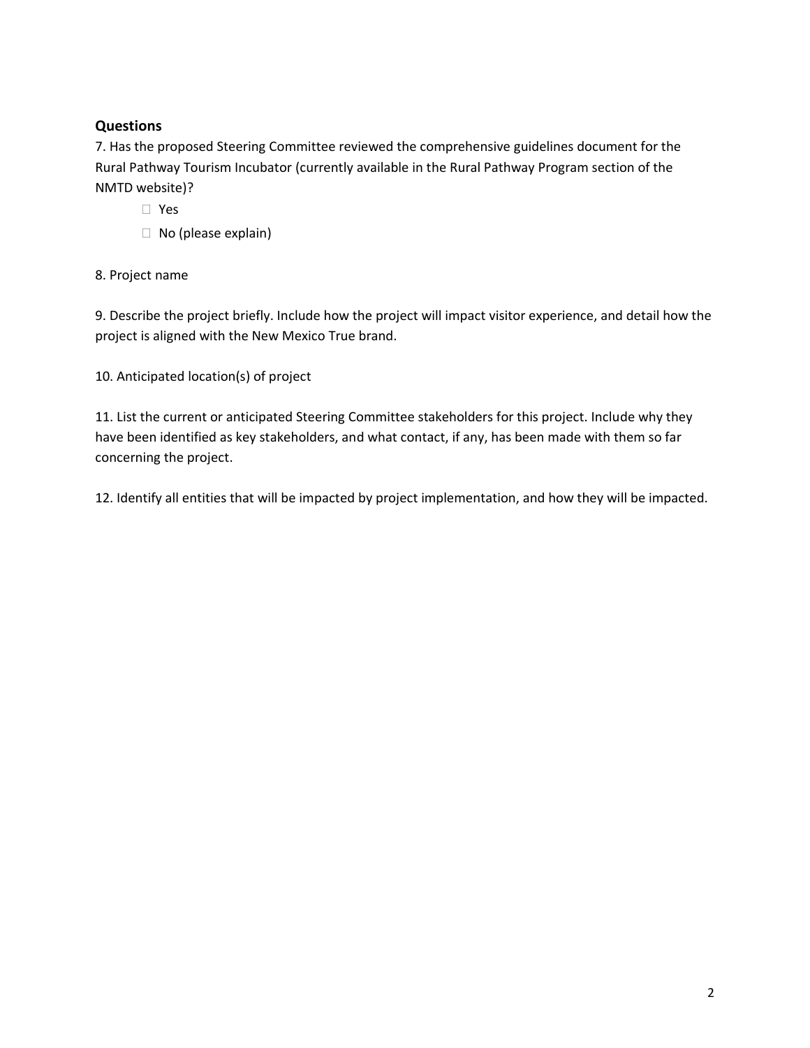## Questions

7. Has the proposed Steering Committee reviewed the comprehensive guidelines document for the Rural Pathway Tourism Incubator (currently available in the Rural Pathway Program section of the NMTD website)?

   - ☐ Yes
   - ☐ No (please explain)

8. Project name

9. Describe the project briefly. Include how the project will impact visitor experience, and detail how the project is aligned with the New Mexico True brand.

10. Anticipated location(s) of project

11. List the current or anticipated Steering Committee stakeholders for this project. Include why they have been identified as key stakeholders, and what contact, if any, has been made with them so far concerning the project.

12. Identify all entities that will be impacted by project implementation, and how they will be impacted.